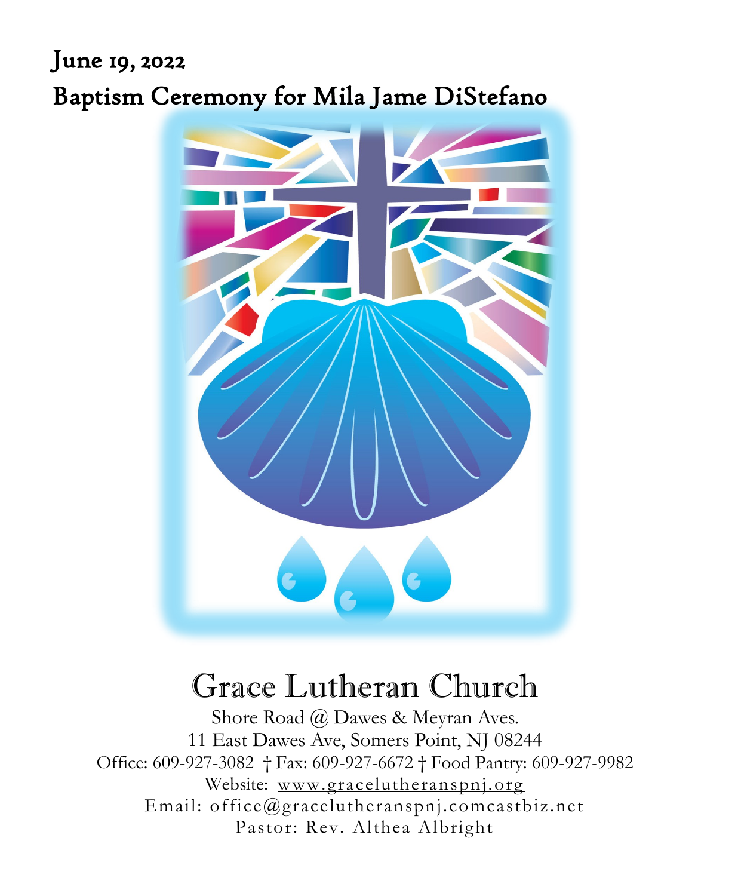# June 19, 2022

# Baptism Ceremony for Mila Jame DiStefano

## Grace Lutheran Church

Shore Road @ Dawes & Meyran Aves.
11 East Dawes Ave, Somers Point, NJ 08244
Office: 609-927-3082 † Fax: 609-927-6672 † Food Pantry: 609-927-9982
Website: www.gracelutheranspnj.org
Email: office@gracelutheranspnj.comcastbiz.net
Pastor: Rev. Althea Albright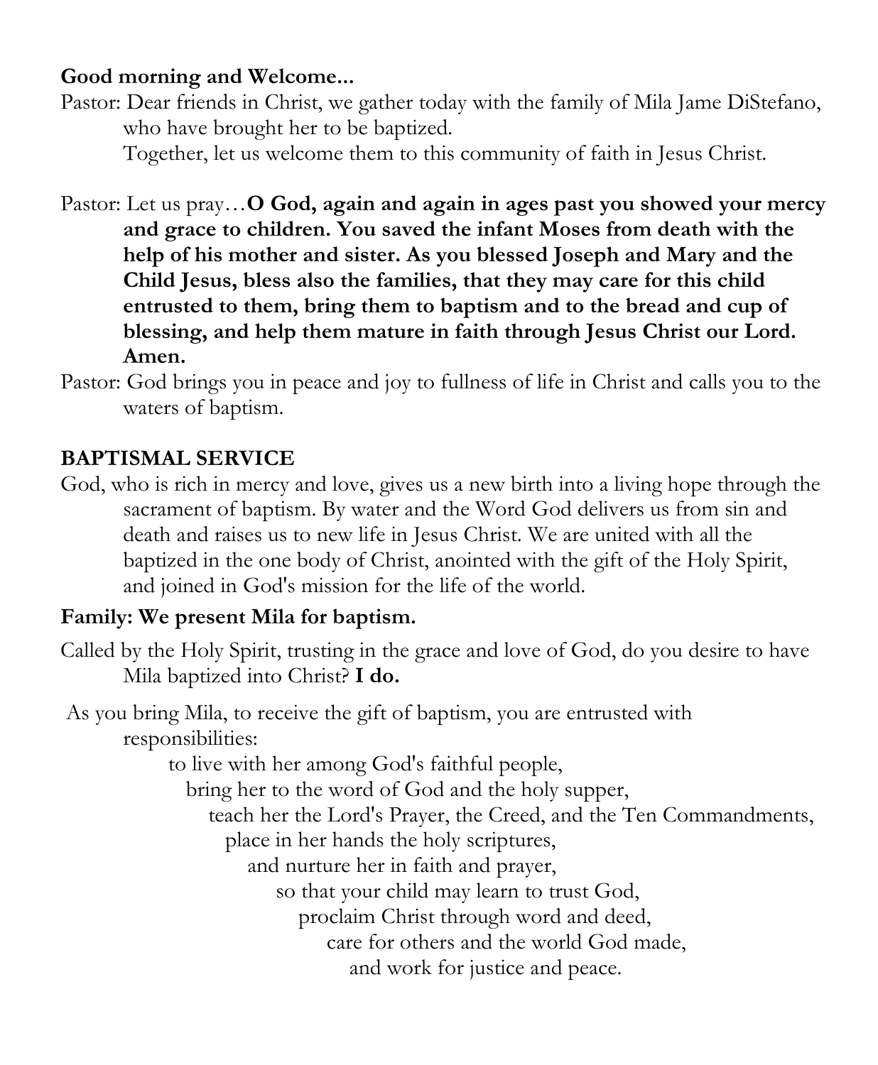**Good morning and Welcome...**

Pastor: Dear friends in Christ, we gather today with the family of Mila Jame DiStefano, who have brought her to be baptized.
Together, let us welcome them to this community of faith in Jesus Christ.

Pastor: Let us pray…**O God, again and again in ages past you showed your mercy and grace to children. You saved the infant Moses from death with the help of his mother and sister. As you blessed Joseph and Mary and the Child Jesus, bless also the families, that they may care for this child entrusted to them, bring them to baptism and to the bread and cup of blessing, and help them mature in faith through Jesus Christ our Lord. Amen.**

Pastor: God brings you in peace and joy to fullness of life in Christ and calls you to the waters of baptism.

## BAPTISMAL SERVICE

God, who is rich in mercy and love, gives us a new birth into a living hope through the sacrament of baptism. By water and the Word God delivers us from sin and death and raises us to new life in Jesus Christ. We are united with all the baptized in the one body of Christ, anointed with the gift of the Holy Spirit, and joined in God's mission for the life of the world.

**Family: We present Mila for baptism.**

Called by the Holy Spirit, trusting in the grace and love of God, do you desire to have Mila baptized into Christ? **I do.**

As you bring Mila, to receive the gift of baptism, you are entrusted with responsibilities:

to live with her among God's faithful people,
bring her to the word of God and the holy supper,
teach her the Lord's Prayer, the Creed, and the Ten Commandments,
place in her hands the holy scriptures,
and nurture her in faith and prayer,
so that your child may learn to trust God,
proclaim Christ through word and deed,
care for others and the world God made,
and work for justice and peace.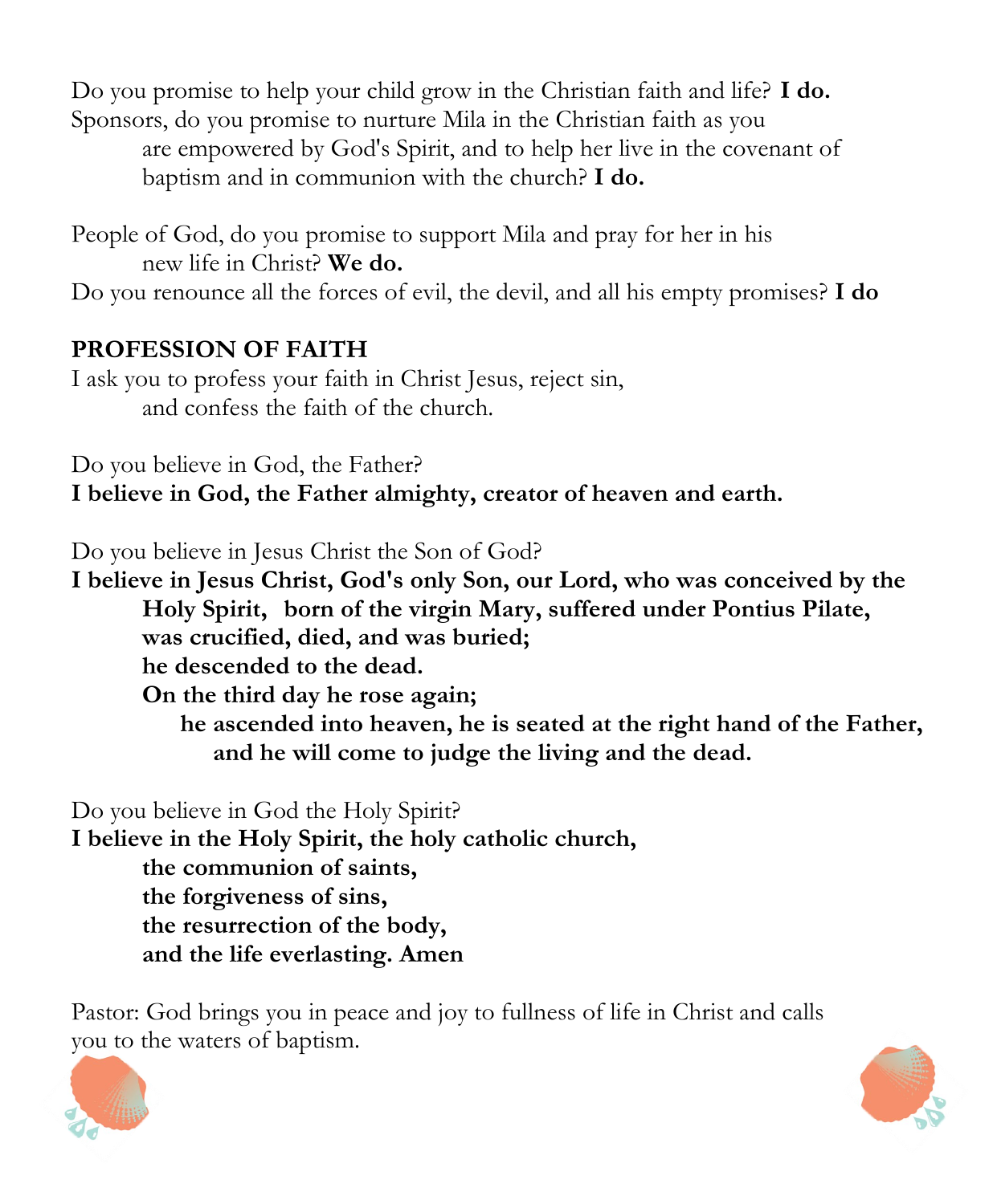Do you promise to help your child grow in the Christian faith and life? **I do.**
Sponsors, do you promise to nurture Mila in the Christian faith as you are empowered by God's Spirit, and to help her live in the covenant of baptism and in communion with the church? **I do.**

People of God, do you promise to support Mila and pray for her in his new life in Christ? **We do.**
Do you renounce all the forces of evil, the devil, and all his empty promises? **I do**

## PROFESSION OF FAITH

I ask you to profess your faith in Christ Jesus, reject sin, and confess the faith of the church.

Do you believe in God, the Father?
**I believe in God, the Father almighty, creator of heaven and earth.**

Do you believe in Jesus Christ the Son of God?
**I believe in Jesus Christ, God's only Son, our Lord, who was conceived by the Holy Spirit, born of the virgin Mary, suffered under Pontius Pilate, was crucified, died, and was buried;**
**he descended to the dead.**
**On the third day he rose again;**
**he ascended into heaven, he is seated at the right hand of the Father, and he will come to judge the living and the dead.**

Do you believe in God the Holy Spirit?
**I believe in the Holy Spirit, the holy catholic church,**
**the communion of saints,**
**the forgiveness of sins,**
**the resurrection of the body,**
**and the life everlasting. Amen**

Pastor: God brings you in peace and joy to fullness of life in Christ and calls you to the waters of baptism.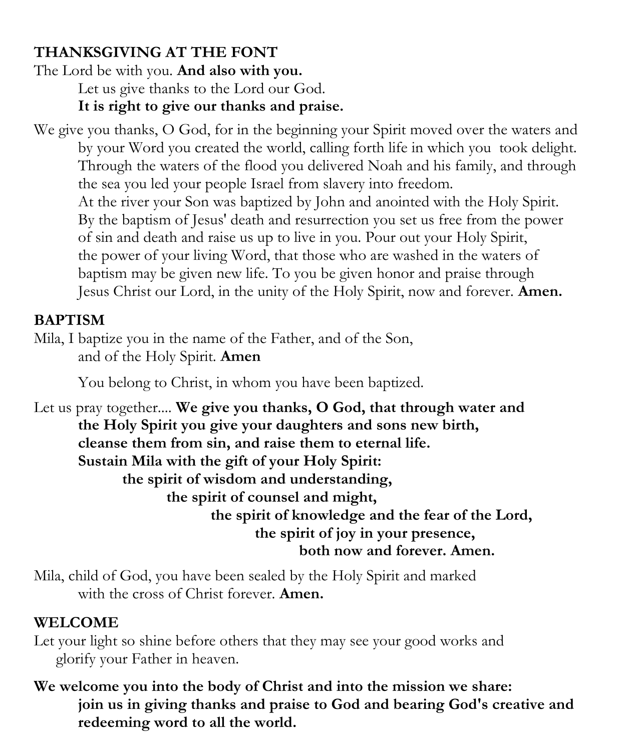### THANKSGIVING AT THE FONT

The Lord be with you. **And also with you.**
Let us give thanks to the Lord our God.
**It is right to give our thanks and praise.**

We give you thanks, O God, for in the beginning your Spirit moved over the waters and by your Word you created the world, calling forth life in which you took delight. Through the waters of the flood you delivered Noah and his family, and through the sea you led your people Israel from slavery into freedom.
At the river your Son was baptized by John and anointed with the Holy Spirit. By the baptism of Jesus' death and resurrection you set us free from the power of sin and death and raise us up to live in you. Pour out your Holy Spirit, the power of your living Word, that those who are washed in the waters of baptism may be given new life. To you be given honor and praise through Jesus Christ our Lord, in the unity of the Holy Spirit, now and forever. **Amen.**

### BAPTISM

Mila, I baptize you in the name of the Father, and of the Son, and of the Holy Spirit. **Amen**

You belong to Christ, in whom you have been baptized.

Let us pray together.... **We give you thanks, O God, that through water and the Holy Spirit you give your daughters and sons new birth, cleanse them from sin, and raise them to eternal life.**
**Sustain Mila with the gift of your Holy Spirit:**
**the spirit of wisdom and understanding,**
**the spirit of counsel and might,**
**the spirit of knowledge and the fear of the Lord,**
**the spirit of joy in your presence,**
**both now and forever. Amen.**

Mila, child of God, you have been sealed by the Holy Spirit and marked with the cross of Christ forever. **Amen.**

### WELCOME

Let your light so shine before others that they may see your good works and glorify your Father in heaven.

**We welcome you into the body of Christ and into the mission we share: join us in giving thanks and praise to God and bearing God's creative and redeeming word to all the world.**